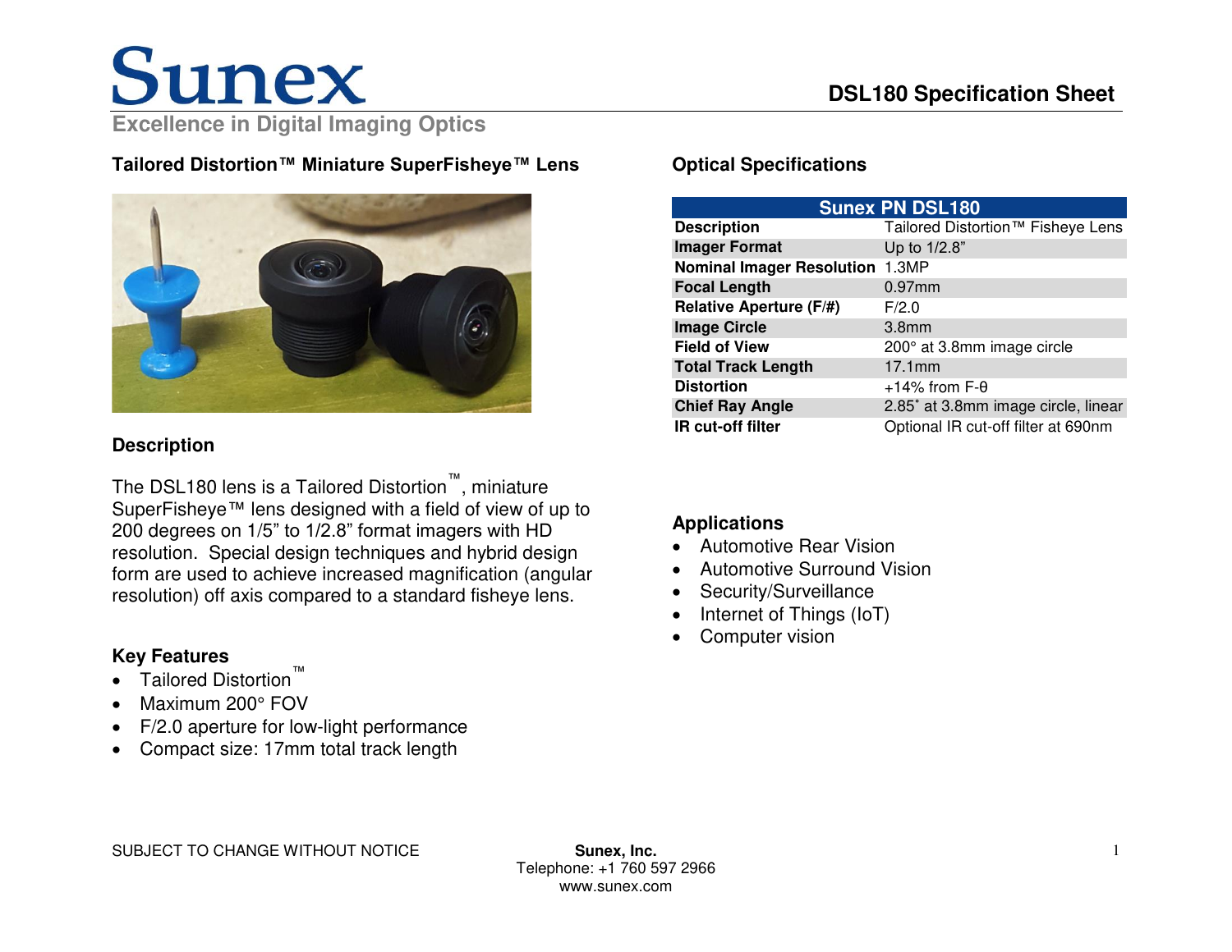# DSL180 Specification Sheet

Sunex

Excellence in Digital Imaging Optics

## Tailored Distortion™ Miniature SuperFisheye™ Lens

### Description

The DSL180 lens is a Tailored Distortion™, miniature SuperFisheye™ lens designed with a field of view of up to 200 degrees on 1/5" to 1/2.8" format imagers with HD resolution. Special design techniques and hybrid design form are used to achieve increased magnification (angular resolution) off axis compared to a standard fisheye lens.

### Key Features

- Tailored Distortion™
- Maximum 200° FOV
- F/2.0 aperture for low-light performance
- Compact size: 17mm total track length

## Optical Specifications

| Sunex PN DSL180 | |
|---|---|
| **Description** | Tailored Distortion™ Fisheye Lens |
| **Imager Format** | Up to 1/2.8" |
| **Nominal Imager Resolution** | 1.3MP |
| **Focal Length** | 0.97mm |
| **Relative Aperture (F/#)** | F/2.0 |
| **Image Circle** | 3.8mm |
| **Field of View** | 200° at 3.8mm image circle |
| **Total Track Length** | 17.1mm |
| **Distortion** | +14% from F-θ |
| **Chief Ray Angle** | 2.85˚ at 3.8mm image circle, linear |
| **IR cut-off filter** | Optional IR cut-off filter at 690nm |

### Applications

- Automotive Rear Vision
- Automotive Surround Vision
- Security/Surveillance
- Internet of Things (IoT)
- Computer vision

SUBJECT TO CHANGE WITHOUT NOTICE

**Sunex, Inc.**
Telephone: +1 760 597 2966
www.sunex.com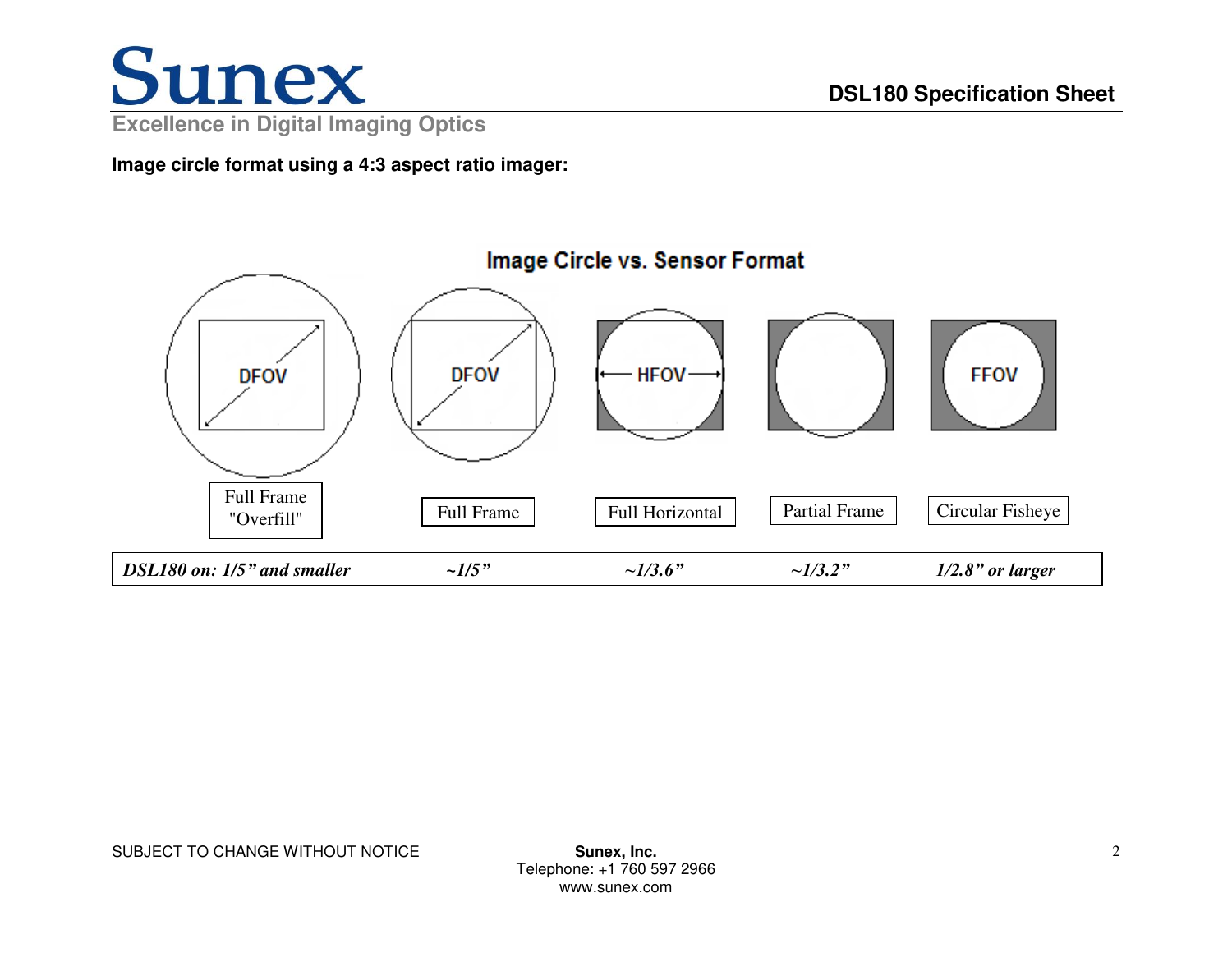**Image circle format using a 4:3 aspect ratio imager:**

**Image Circle vs. Sensor Format**

| Full Frame "Overfill" | Full Frame | Full Horizontal | Partial Frame | Circular Fisheye |
|---|---|---|---|---|
| *DSL180 on: 1/5" and smaller* | *~1/5"* | *~1/3.6"* | *~1/3.2"* | *1/2.8" or larger* |

SUBJECT TO CHANGE WITHOUT NOTICE

**Sunex, Inc.**
Telephone: +1 760 597 2966
www.sunex.com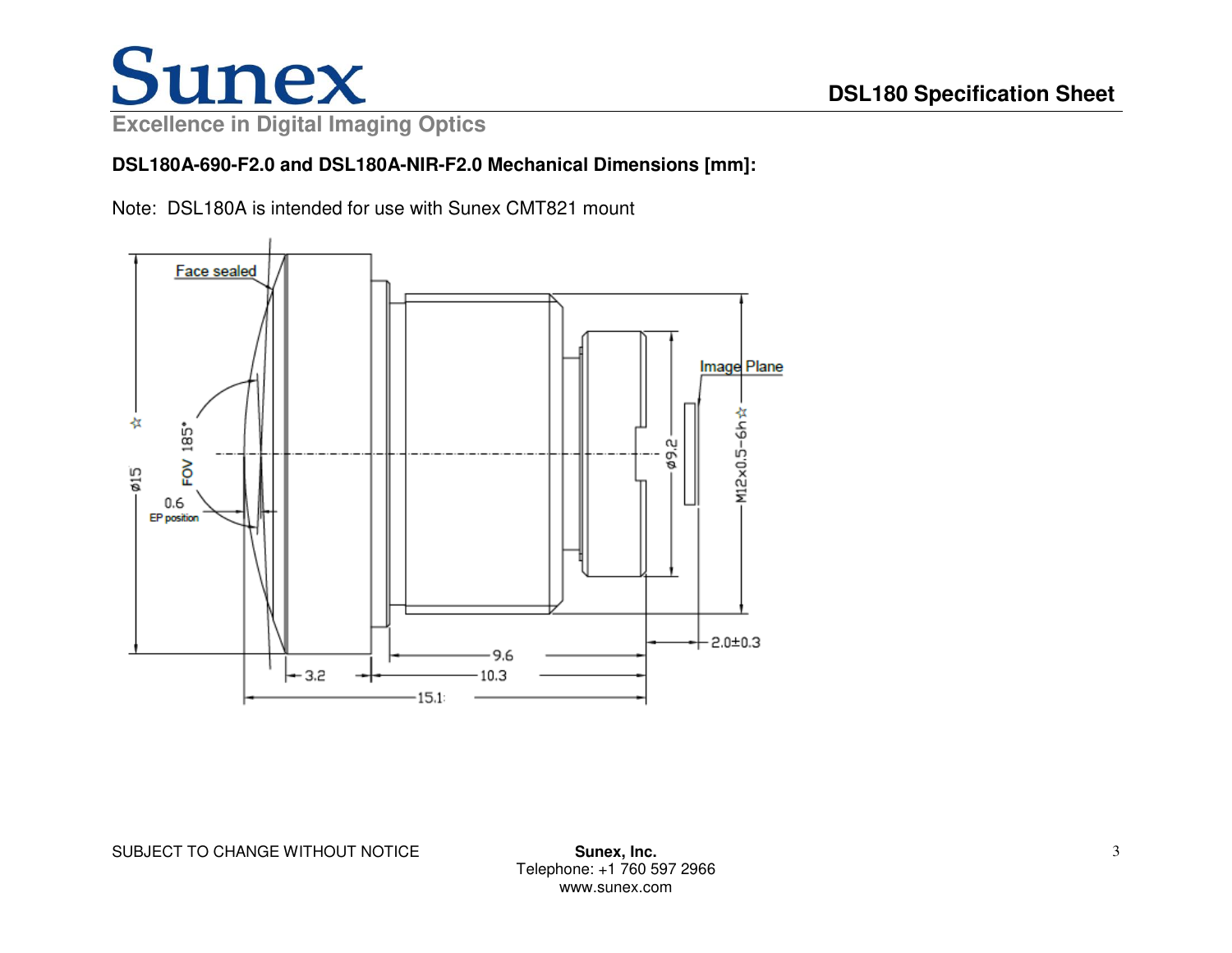**DSL180A-690-F2.0 and DSL180A-NIR-F2.0 Mechanical Dimensions [mm]:**

Note: DSL180A is intended for use with Sunex CMT821 mount

Face sealed

Image Plane

FOV 185°

0.6

EP position

ø15 ☆

ø9.2

M12x0.5-6h☆

2.0±0.3

3.2

9.6

10.3

15.1

SUBJECT TO CHANGE WITHOUT NOTICE

**Sunex, Inc.**
Telephone: +1 760 597 2966
www.sunex.com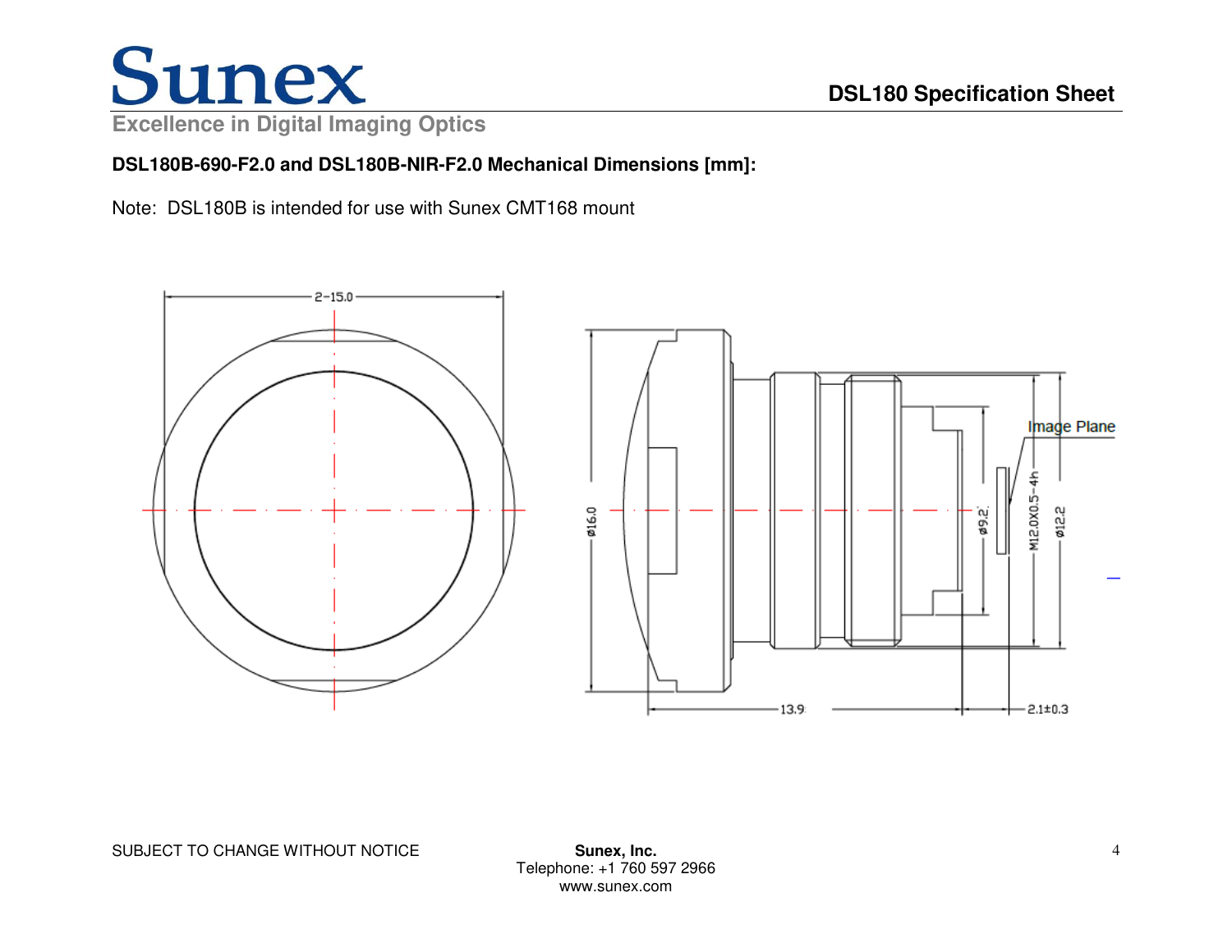**DSL180B-690-F2.0 and DSL180B-NIR-F2.0 Mechanical Dimensions [mm]:**

Note: DSL180B is intended for use with Sunex CMT168 mount

2-15.0

ø16.0

ø9.2

M12.0X0.5-4h

ø12.2

Image Plane

13.9

2.1±0.3

SUBJECT TO CHANGE WITHOUT NOTICE

**Sunex, Inc.**
Telephone: +1 760 597 2966
www.sunex.com